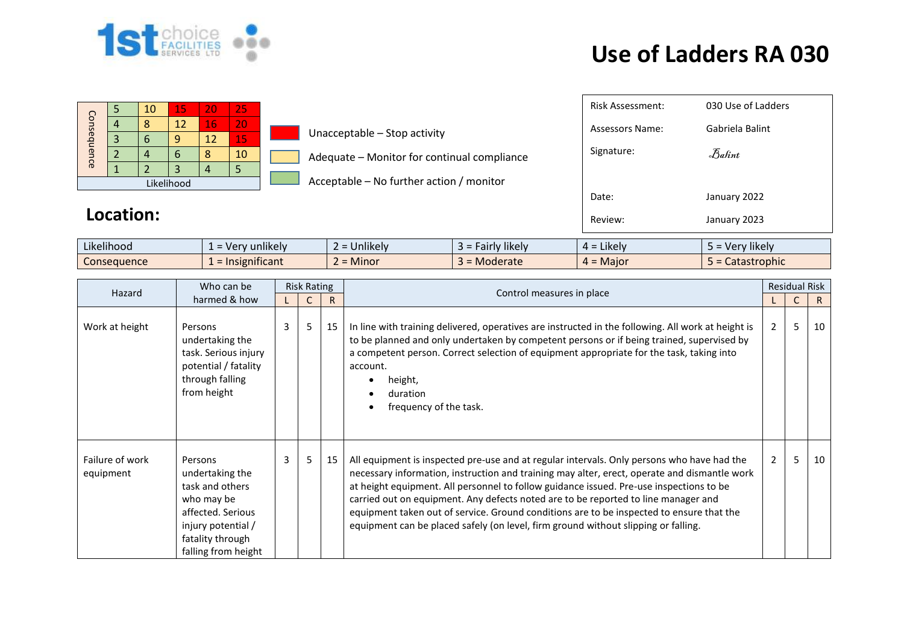# Use of Ladders RA 030

| Consequence | | | | | |
|---|---|---|---|---|---|
| | 5 | 10 | 15 | 20 | 25 |
| | 4 | 8 | 12 | 16 | 20 |
| | 3 | 6 | 9 | 12 | 15 |
| | 2 | 4 | 6 | 8 | 10 |
| | 1 | 2 | 3 | 4 | 5 |
| Likelihood | | | | | |

- Unacceptable – Stop activity
- Adequate – Monitor for continual compliance
- Acceptable – No further action / monitor

| | |
|---|---|
| Risk Assessment: | 030 Use of Ladders |
| Assessors Name: | Gabriela Balint |
| Signature: | Balint |
| Date: | January 2022 |
| Review: | January 2023 |

## Location:

| | | | | | |
|---|---|---|---|---|---|
| Likelihood | 1 = Very unlikely | 2 = Unlikely | 3 = Fairly likely | 4 = Likely | 5 = Very likely |
| Consequence | 1 = Insignificant | 2 = Minor | 3 = Moderate | 4 = Major | 5 = Catastrophic |

| Hazard | Who can be harmed & how | Risk Rating | | | Control measures in place | Residual Risk | | |
|---|---|---|---|---|---|---|---|---|
| | | L | C | R | | L | C | R |
| Work at height | Persons undertaking the task. Serious injury potential / fatality through falling from height | 3 | 5 | 15 | In line with training delivered, operatives are instructed in the following. All work at height is to be planned and only undertaken by competent persons or if being trained, supervised by a competent person. Correct selection of equipment appropriate for the task, taking into account.<br>• height,<br>• duration<br>• frequency of the task. | 2 | 5 | 10 |
| Failure of work equipment | Persons undertaking the task and others who may be affected. Serious injury potential / fatality through falling from height | 3 | 5 | 15 | All equipment is inspected pre-use and at regular intervals. Only persons who have had the necessary information, instruction and training may alter, erect, operate and dismantle work at height equipment. All personnel to follow guidance issued. Pre-use inspections to be carried out on equipment. Any defects noted are to be reported to line manager and equipment taken out of service. Ground conditions are to be inspected to ensure that the equipment can be placed safely (on level, firm ground without slipping or falling. | 2 | 5 | 10 |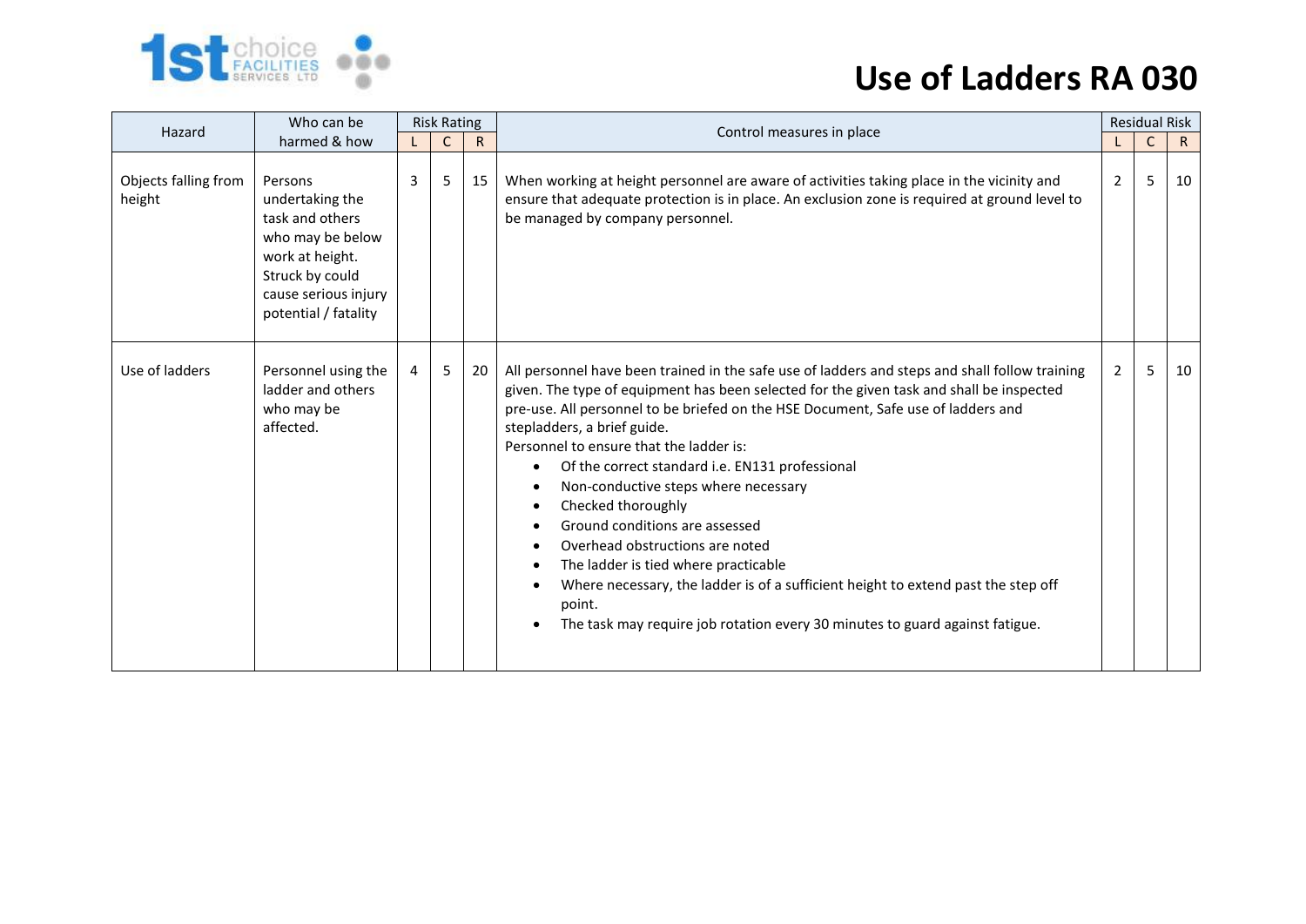# Use of Ladders RA 030

| Hazard | Who can be harmed & how | Risk Rating | | | Control measures in place | Residual Risk | | |
|---|---|---|---|---|---|---|---|---|
| | | L | C | R | | L | C | R |
| Objects falling from height | Persons undertaking the task and others who may be below work at height. Struck by could cause serious injury potential / fatality | 3 | 5 | 15 | When working at height personnel are aware of activities taking place in the vicinity and ensure that adequate protection is in place. An exclusion zone is required at ground level to be managed by company personnel. | 2 | 5 | 10 |
| Use of ladders | Personnel using the ladder and others who may be affected. | 4 | 5 | 20 | All personnel have been trained in the safe use of ladders and steps and shall follow training given. The type of equipment has been selected for the given task and shall be inspected pre-use. All personnel to be briefed on the HSE Document, Safe use of ladders and stepladders, a brief guide.<br>Personnel to ensure that the ladder is:<br>• Of the correct standard i.e. EN131 professional<br>• Non-conductive steps where necessary<br>• Checked thoroughly<br>• Ground conditions are assessed<br>• Overhead obstructions are noted<br>• The ladder is tied where practicable<br>• Where necessary, the ladder is of a sufficient height to extend past the step off point.<br>• The task may require job rotation every 30 minutes to guard against fatigue. | 2 | 5 | 10 |